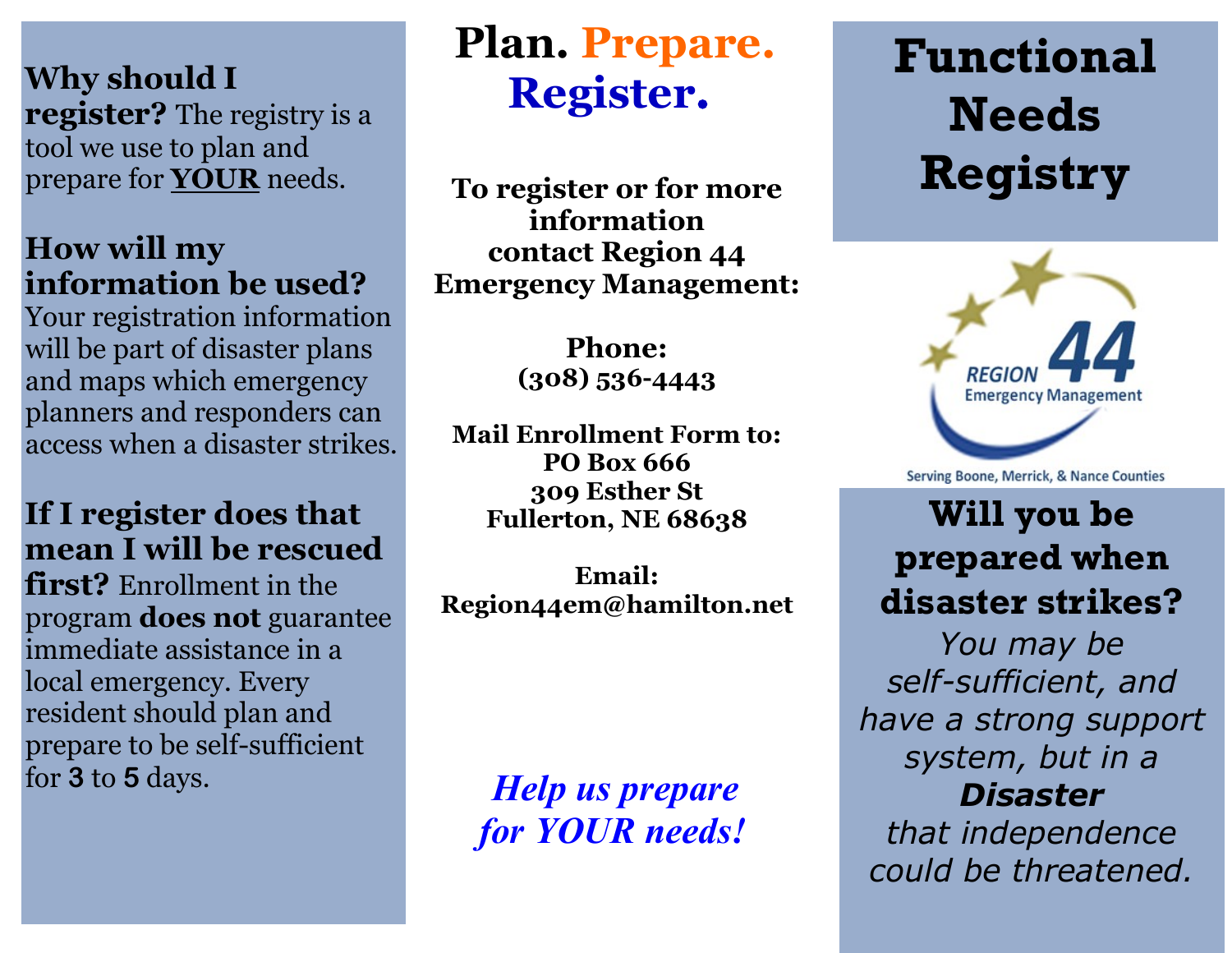**Why should I register?** The registry is a tool we use to plan and prepare for **YOUR** needs.

**How will my information be used?** Your registration information will be part of disaster plans and maps which emergency planners and responders can access when a disaster strikes.

**If I register does that mean I will be rescued first?** Enrollment in the program **does not** guarantee immediate assistance in a local emergency. Every resident should plan and prepare to be self-sufficient for **3** to **5** days.

# Plan. Prepare. Register.

**To register or for more information contact Region 44 Emergency Management:**

**Phone:**
**(308) 536-4443**

**Mail Enrollment Form to:**
**PO Box 666**
**309 Esther St**
**Fullerton, NE 68638**

**Email:**
**Region44em@hamilton.net**

***Help us prepare for YOUR needs!***

# Functional Needs Registry

REGION 44 Emergency Management

Serving Boone, Merrick, & Nance Counties

## Will you be prepared when disaster strikes?

*You may be self-sufficient, and have a strong support system, but in a **Disaster** that independence could be threatened.*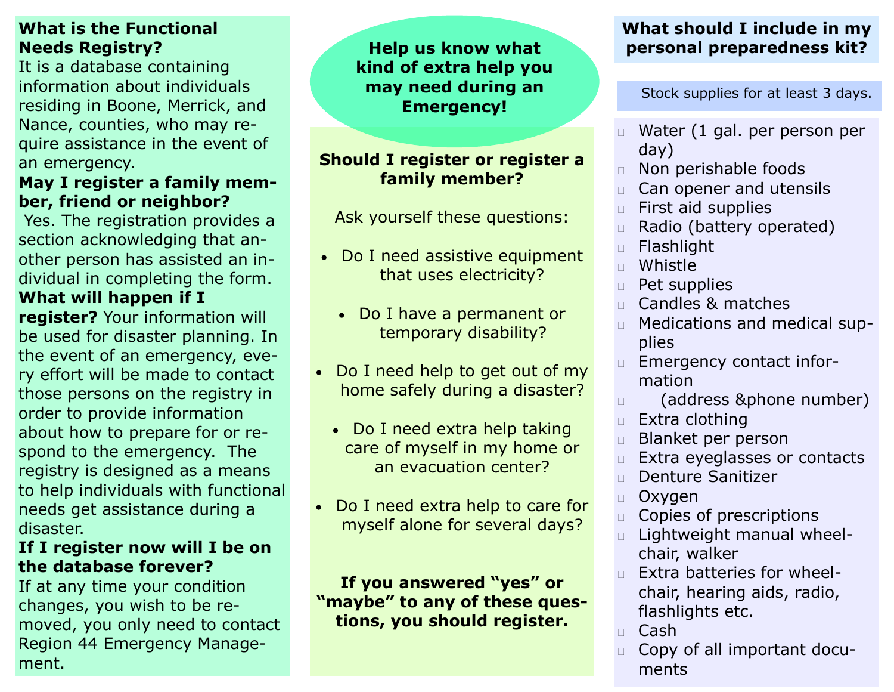**What is the Functional Needs Registry?**
It is a database containing information about individuals residing in Boone, Merrick, and Nance, counties, who may require assistance in the event of an emergency.

**May I register a family member, friend or neighbor?**
Yes. The registration provides a section acknowledging that another person has assisted an individual in completing the form.

**What will happen if I register?** Your information will be used for disaster planning. In the event of an emergency, every effort will be made to contact those persons on the registry in order to provide information about how to prepare for or respond to the emergency. The registry is designed as a means to help individuals with functional needs get assistance during a disaster.

**If I register now will I be on the database forever?**
If at any time your condition changes, you wish to be removed, you only need to contact Region 44 Emergency Management.

**Help us know what kind of extra help you may need during an Emergency!**

**Should I register or register a family member?**

Ask yourself these questions:

- Do I need assistive equipment that uses electricity?
- Do I have a permanent or temporary disability?
- Do I need help to get out of my home safely during a disaster?
- Do I need extra help taking care of myself in my home or an evacuation center?
- Do I need extra help to care for myself alone for several days?

**If you answered "yes" or "maybe" to any of these questions, you should register.**

**What should I include in my personal preparedness kit?**

Stock supplies for at least 3 days.

- Water (1 gal. per person per day)
- Non perishable foods
- Can opener and utensils
- First aid supplies
- Radio (battery operated)
- Flashlight
- Whistle
- Pet supplies
- Candles & matches
- Medications and medical supplies
- Emergency contact information
- (address &phone number)
- Extra clothing
- Blanket per person
- Extra eyeglasses or contacts
- Denture Sanitizer
- Oxygen
- Copies of prescriptions
- Lightweight manual wheelchair, walker
- Extra batteries for wheelchair, hearing aids, radio, flashlights etc.
- Cash
- Copy of all important documents